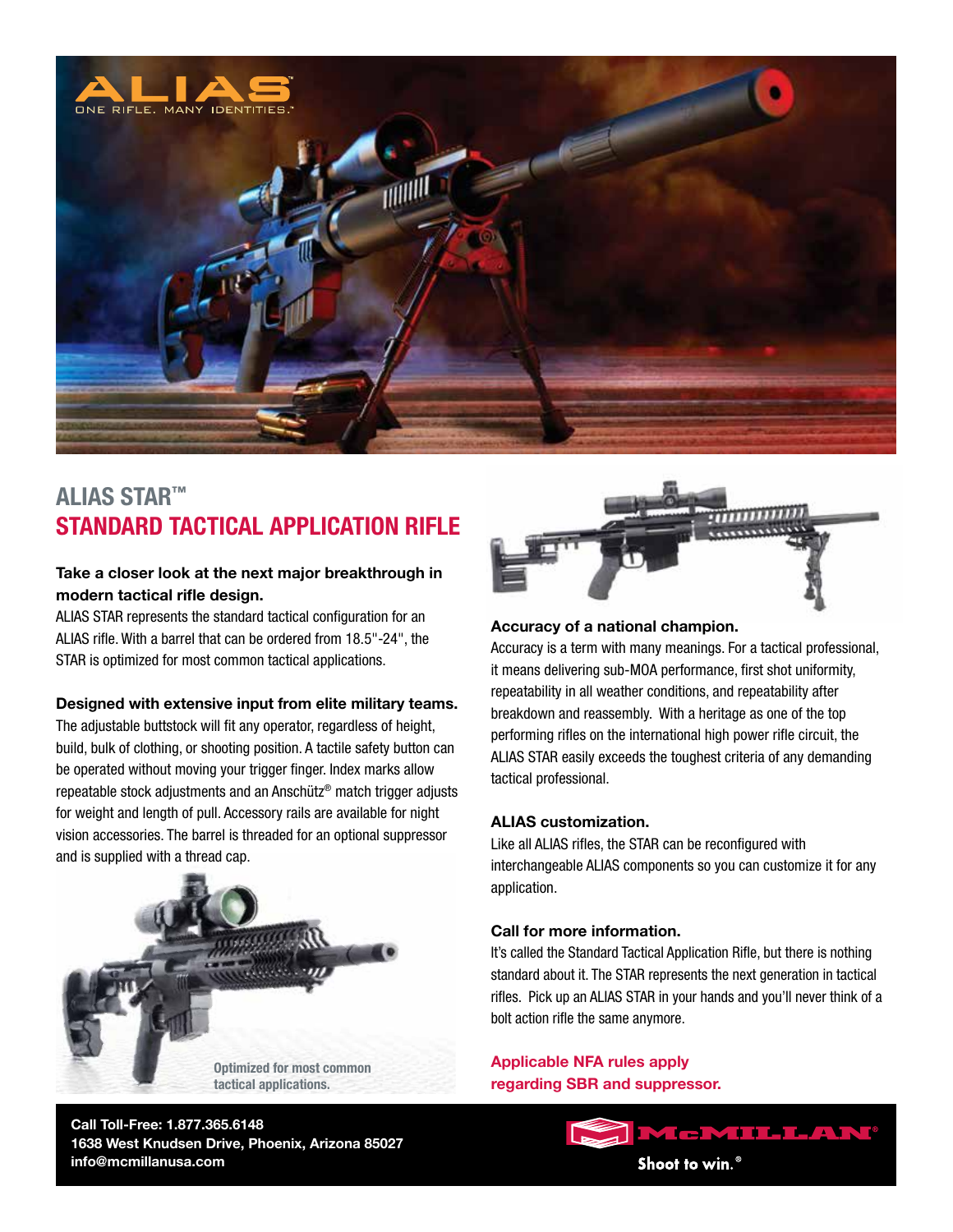ALIAS

ONE RIFLE. MANY IDENTITIES.™

# ALIAS STAR™
# STANDARD TACTICAL APPLICATION RIFLE

**Take a closer look at the next major breakthrough in modern tactical rifle design.**
ALIAS STAR represents the standard tactical configuration for an ALIAS rifle. With a barrel that can be ordered from 18.5"-24", the STAR is optimized for most common tactical applications.

**Designed with extensive input from elite military teams.**
The adjustable buttstock will fit any operator, regardless of height, build, bulk of clothing, or shooting position. A tactile safety button can be operated without moving your trigger finger. Index marks allow repeatable stock adjustments and an Anschütz® match trigger adjusts for weight and length of pull. Accessory rails are available for night vision accessories. The barrel is threaded for an optional suppressor and is supplied with a thread cap.

Optimized for most common tactical applications.

**Accuracy of a national champion.**
Accuracy is a term with many meanings. For a tactical professional, it means delivering sub-MOA performance, first shot uniformity, repeatability in all weather conditions, and repeatability after breakdown and reassembly. With a heritage as one of the top performing rifles on the international high power rifle circuit, the ALIAS STAR easily exceeds the toughest criteria of any demanding tactical professional.

**ALIAS customization.**
Like all ALIAS rifles, the STAR can be reconfigured with interchangeable ALIAS components so you can customize it for any application.

**Call for more information.**
It's called the Standard Tactical Application Rifle, but there is nothing standard about it. The STAR represents the next generation in tactical rifles. Pick up an ALIAS STAR in your hands and you'll never think of a bolt action rifle the same anymore.

**Applicable NFA rules apply regarding SBR and suppressor.**

**Call Toll-Free: 1.877.365.6148**
**1638 West Knudsen Drive, Phoenix, Arizona 85027**
**info@mcmillanusa.com**

McMILLAN®
Shoot to win.®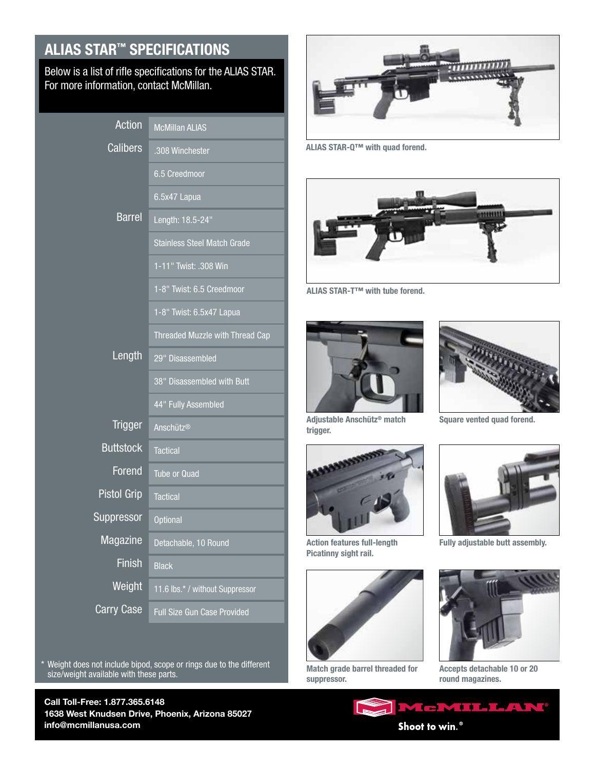## ALIAS STAR™ SPECIFICATIONS

Below is a list of rifle specifications for the ALIAS STAR. For more information, contact McMillan.

| | |
|---|---|
| Action | McMillan ALIAS |
| Calibers | .308 Winchester |
| | 6.5 Creedmoor |
| | 6.5x47 Lapua |
| Barrel | Length: 18.5-24" |
| | Stainless Steel Match Grade |
| | 1-11" Twist: .308 Win |
| | 1-8" Twist: 6.5 Creedmoor |
| | 1-8" Twist: 6.5x47 Lapua |
| | Threaded Muzzle with Thread Cap |
| Length | 29" Disassembled |
| | 38" Disassembled with Butt |
| | 44" Fully Assembled |
| Trigger | Anschütz® |
| Buttstock | Tactical |
| Forend | Tube or Quad |
| Pistol Grip | Tactical |
| Suppressor | Optional |
| Magazine | Detachable, 10 Round |
| Finish | Black |
| Weight | 11.6 lbs.* / without Suppressor |
| Carry Case | Full Size Gun Case Provided |

* Weight does not include bipod, scope or rings due to the different size/weight available with these parts.

**ALIAS STAR-Q™ with quad forend.**

**ALIAS STAR-T™ with tube forend.**

**Adjustable Anschütz® match trigger.**

**Square vented quad forend.**

**Action features full-length Picatinny sight rail.**

**Fully adjustable butt assembly.**

**Match grade barrel threaded for suppressor.**

**Accepts detachable 10 or 20 round magazines.**

**Call Toll-Free: 1.877.365.6148**
**1638 West Knudsen Drive, Phoenix, Arizona 85027**
**info@mcmillanusa.com**

McMILLAN®
Shoot to win.®